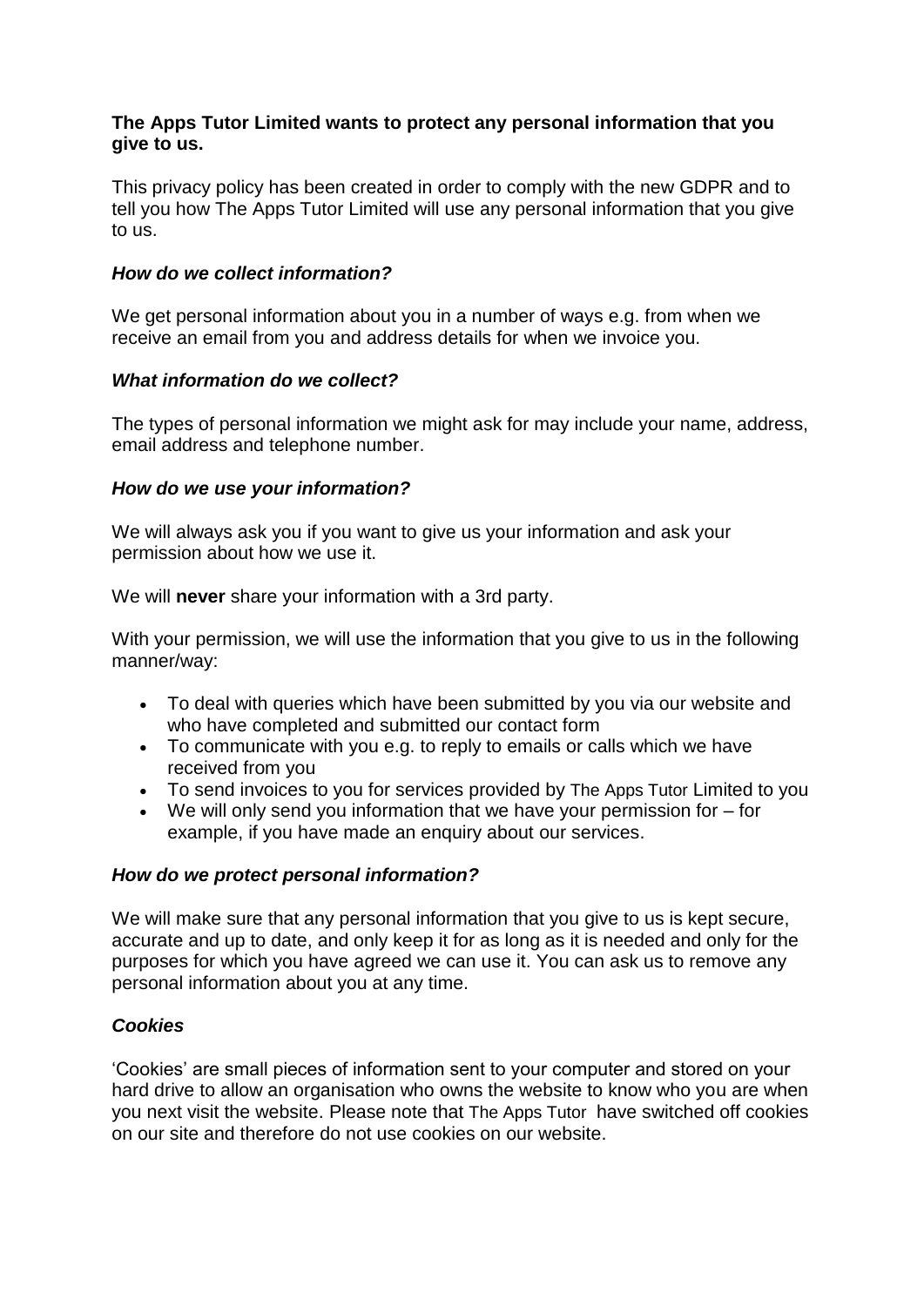**The Apps Tutor Limited wants to protect any personal information that you give to us.**

This privacy policy has been created in order to comply with the new GDPR and to tell you how The Apps Tutor Limited will use any personal information that you give to us.

### *How do we collect information?*

We get personal information about you in a number of ways e.g. from when we receive an email from you and address details for when we invoice you.

### *What information do we collect?*

The types of personal information we might ask for may include your name, address, email address and telephone number.

### *How do we use your information?*

We will always ask you if you want to give us your information and ask your permission about how we use it.

We will **never** share your information with a 3rd party.

With your permission, we will use the information that you give to us in the following manner/way:

- To deal with queries which have been submitted by you via our website and who have completed and submitted our contact form
- To communicate with you e.g. to reply to emails or calls which we have received from you
- To send invoices to you for services provided by The Apps Tutor Limited to you
- We will only send you information that we have your permission for – for example, if you have made an enquiry about our services.

### *How do we protect personal information?*

We will make sure that any personal information that you give to us is kept secure, accurate and up to date, and only keep it for as long as it is needed and only for the purposes for which you have agreed we can use it. You can ask us to remove any personal information about you at any time.

### *Cookies*

'Cookies' are small pieces of information sent to your computer and stored on your hard drive to allow an organisation who owns the website to know who you are when you next visit the website. Please note that The Apps Tutor have switched off cookies on our site and therefore do not use cookies on our website.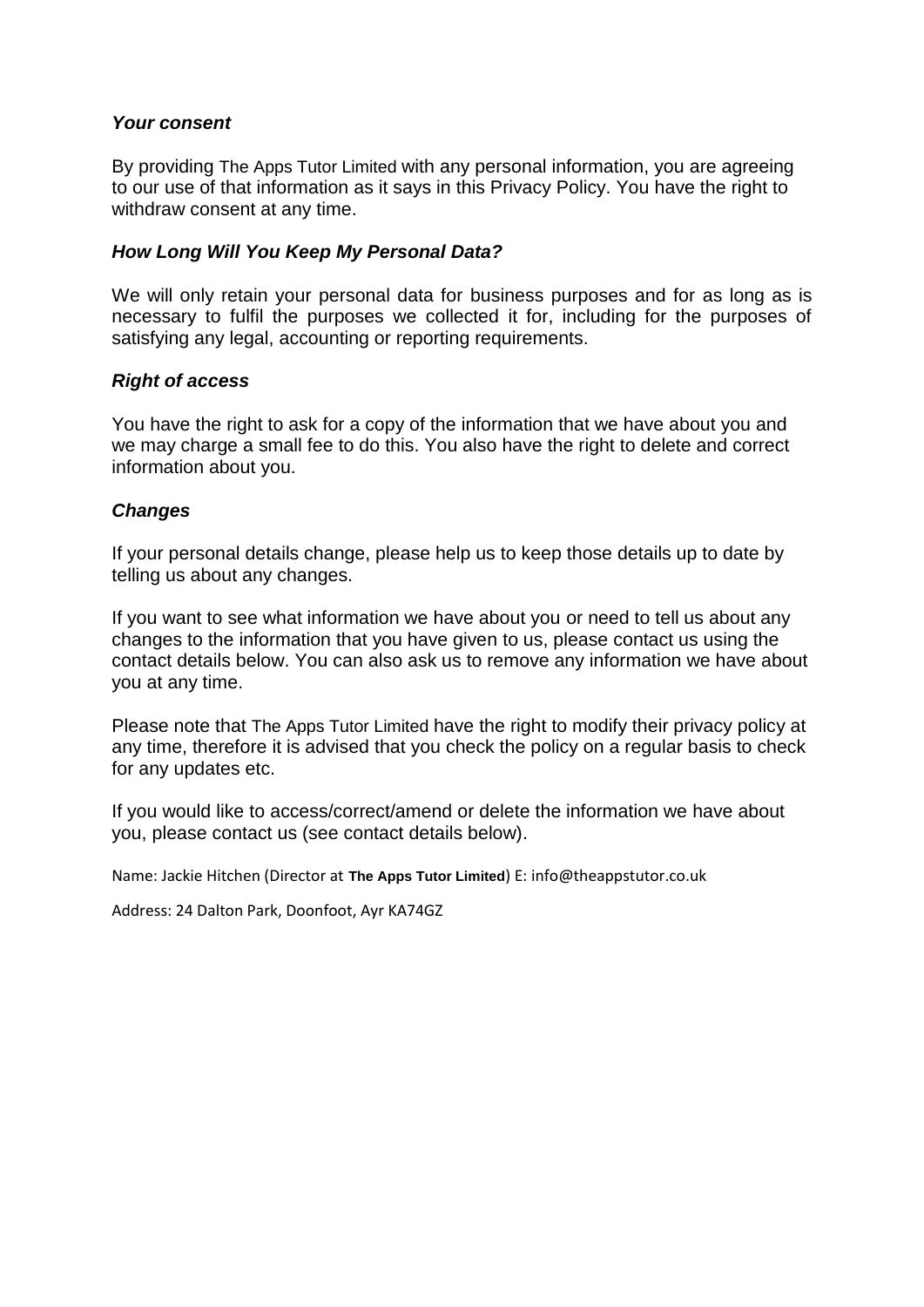### *Your consent*

By providing The Apps Tutor Limited with any personal information, you are agreeing to our use of that information as it says in this Privacy Policy. You have the right to withdraw consent at any time.

### *How Long Will You Keep My Personal Data?*

We will only retain your personal data for business purposes and for as long as is necessary to fulfil the purposes we collected it for, including for the purposes of satisfying any legal, accounting or reporting requirements.

### *Right of access*

You have the right to ask for a copy of the information that we have about you and we may charge a small fee to do this. You also have the right to delete and correct information about you.

### *Changes*

If your personal details change, please help us to keep those details up to date by telling us about any changes.

If you want to see what information we have about you or need to tell us about any changes to the information that you have given to us, please contact us using the contact details below. You can also ask us to remove any information we have about you at any time.

Please note that The Apps Tutor Limited have the right to modify their privacy policy at any time, therefore it is advised that you check the policy on a regular basis to check for any updates etc.

If you would like to access/correct/amend or delete the information we have about you, please contact us (see contact details below).

Name: Jackie Hitchen (Director at **The Apps Tutor Limited**) E: info@theappstutor.co.uk

Address: 24 Dalton Park, Doonfoot, Ayr KA74GZ